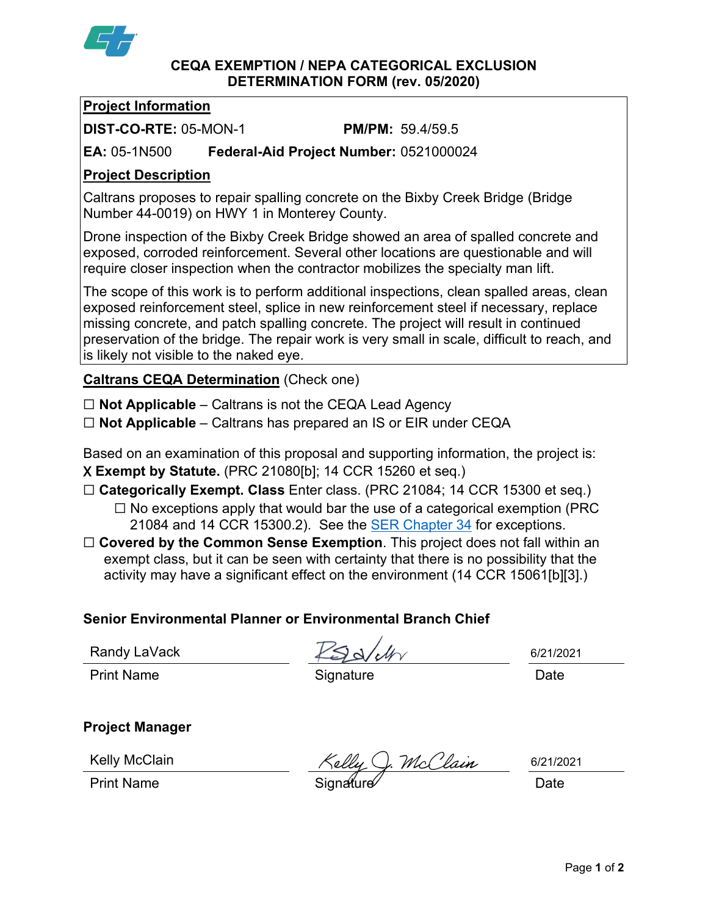# CEQA EXEMPTION / NEPA CATEGORICAL EXCLUSION DETERMINATION FORM (rev. 05/2020)

## Project Information

**DIST-CO-RTE:** 05-MON-1 **PM/PM:** 59.4/59.5

**EA:** 05-1N500 **Federal-Aid Project Number:** 0521000024

## Project Description

Caltrans proposes to repair spalling concrete on the Bixby Creek Bridge (Bridge Number 44-0019) on HWY 1 in Monterey County.

Drone inspection of the Bixby Creek Bridge showed an area of spalled concrete and exposed, corroded reinforcement. Several other locations are questionable and will require closer inspection when the contractor mobilizes the specialty man lift.

The scope of this work is to perform additional inspections, clean spalled areas, clean exposed reinforcement steel, splice in new reinforcement steel if necessary, replace missing concrete, and patch spalling concrete. The project will result in continued preservation of the bridge. The repair work is very small in scale, difficult to reach, and is likely not visible to the naked eye.

## Caltrans CEQA Determination (Check one)

☐ **Not Applicable** – Caltrans is not the CEQA Lead Agency

☐ **Not Applicable** – Caltrans has prepared an IS or EIR under CEQA

Based on an examination of this proposal and supporting information, the project is:

X **Exempt by Statute.** (PRC 21080[b]; 14 CCR 15260 et seq.)

☐ **Categorically Exempt. Class** Enter class. (PRC 21084; 14 CCR 15300 et seq.)

- ☐ No exceptions apply that would bar the use of a categorical exemption (PRC 21084 and 14 CCR 15300.2). See the SER Chapter 34 for exceptions.

☐ **Covered by the Common Sense Exemption**. This project does not fall within an exempt class, but it can be seen with certainty that there is no possibility that the activity may have a significant effect on the environment (14 CCR 15061[b][3].)

### Senior Environmental Planner or Environmental Branch Chief

| Randy LaVack | *(signature)* | 6/21/2021 |
|---|---|---|
| Print Name | Signature | Date |

### Project Manager

| Kelly McClain | *Kelly J. McClain* | 6/21/2021 |
|---|---|---|
| Print Name | Signature | Date |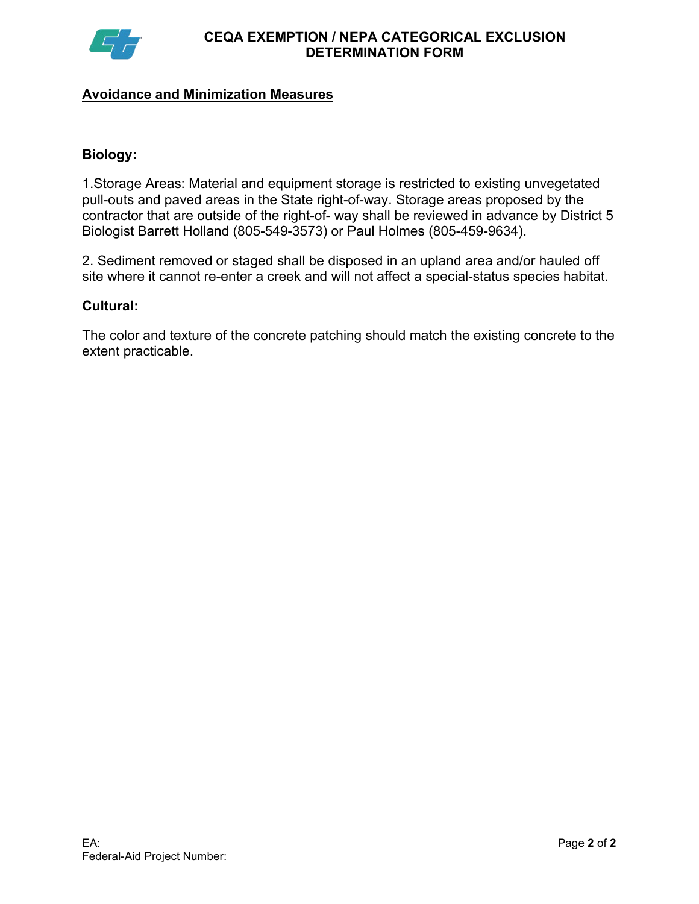## Avoidance and Minimization Measures

### Biology:

1.Storage Areas: Material and equipment storage is restricted to existing unvegetated pull-outs and paved areas in the State right-of-way. Storage areas proposed by the contractor that are outside of the right-of- way shall be reviewed in advance by District 5 Biologist Barrett Holland (805-549-3573) or Paul Holmes (805-459-9634).

2. Sediment removed or staged shall be disposed in an upland area and/or hauled off site where it cannot re-enter a creek and will not affect a special-status species habitat.

### Cultural:

The color and texture of the concrete patching should match the existing concrete to the extent practicable.

EA:
Federal-Aid Project Number: